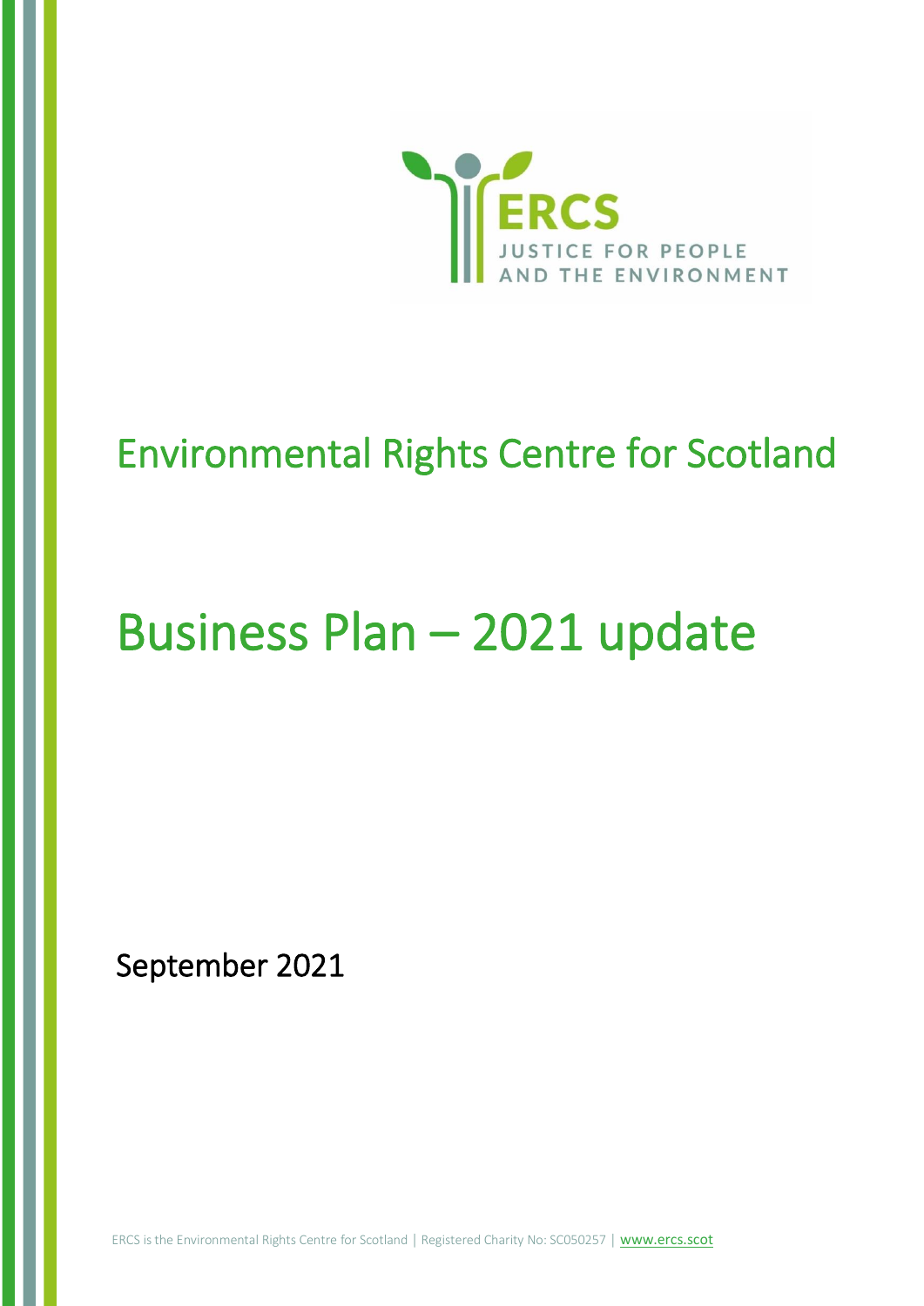ERCS

JUSTICE FOR PEOPLE AND THE ENVIRONMENT

# Environmental Rights Centre for Scotland

# Business Plan – 2021 update

September 2021

ERCS is the Environmental Rights Centre for Scotland | Registered Charity No: SC050257 | www.ercs.scot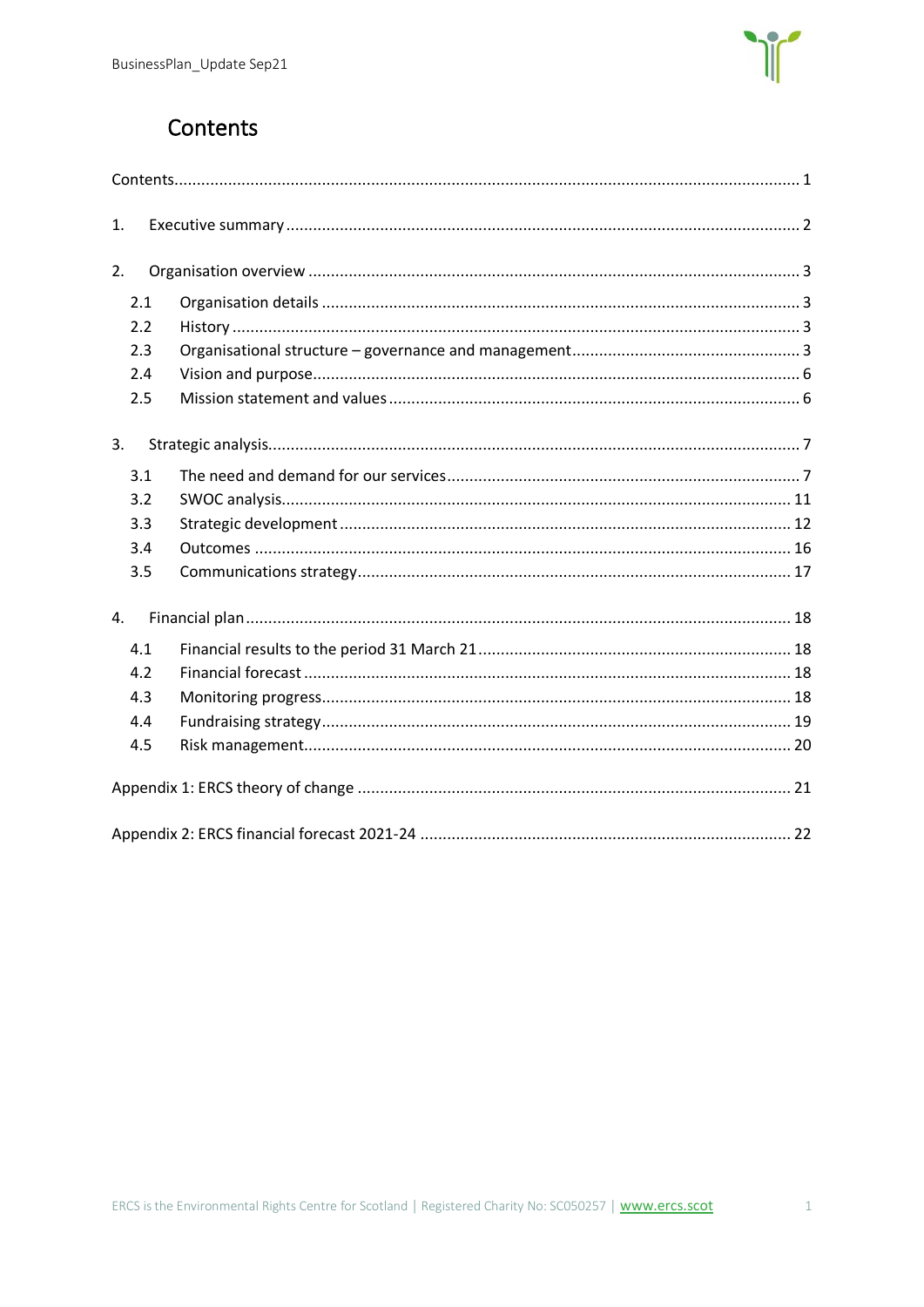# Contents

Contents ........................................................................................................................................ 1

1. Executive summary ................................................................................................................ 2

2. Organisation overview ........................................................................................................... 3

   2.1 Organisation details ........................................................................................................ 3
   
   2.2 History ............................................................................................................................ 3
   
   2.3 Organisational structure – governance and management .................................................. 3
   
   2.4 Vision and purpose .......................................................................................................... 6
   
   2.5 Mission statement and values .......................................................................................... 6

3. Strategic analysis ................................................................................................................... 7

   3.1 The need and demand for our services ............................................................................. 7
   
   3.2 SWOC analysis ............................................................................................................... 11
   
   3.3 Strategic development ................................................................................................... 12
   
   3.4 Outcomes ..................................................................................................................... 16
   
   3.5 Communications strategy ............................................................................................... 17

4. Financial plan ....................................................................................................................... 18

   4.1 Financial results to the period 31 March 21 .................................................................... 18
   
   4.2 Financial forecast .......................................................................................................... 18
   
   4.3 Monitoring progress ....................................................................................................... 18
   
   4.4 Fundraising strategy ....................................................................................................... 19
   
   4.5 Risk management ........................................................................................................... 20

Appendix 1: ERCS theory of change .......................................................................................... 21

Appendix 2: ERCS financial forecast 2021-24 ............................................................................ 22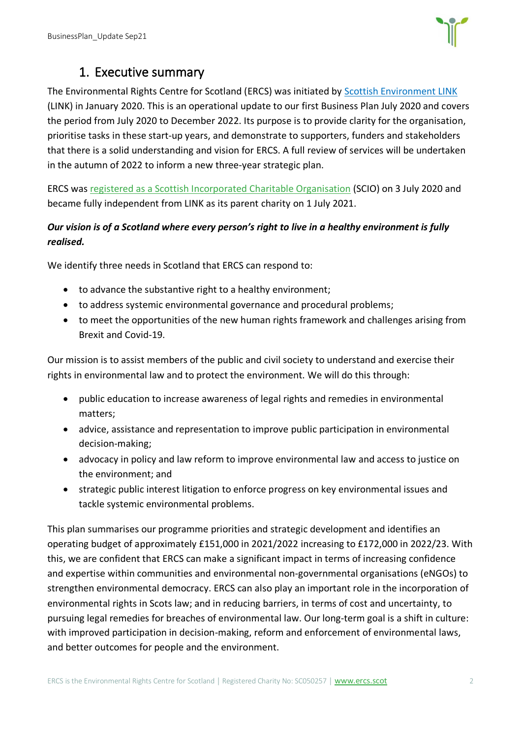## 1. Executive summary

The Environmental Rights Centre for Scotland (ERCS) was initiated by Scottish Environment LINK (LINK) in January 2020. This is an operational update to our first Business Plan July 2020 and covers the period from July 2020 to December 2022. Its purpose is to provide clarity for the organisation, prioritise tasks in these start-up years, and demonstrate to supporters, funders and stakeholders that there is a solid understanding and vision for ERCS. A full review of services will be undertaken in the autumn of 2022 to inform a new three-year strategic plan.

ERCS was registered as a Scottish Incorporated Charitable Organisation (SCIO) on 3 July 2020 and became fully independent from LINK as its parent charity on 1 July 2021.

***Our vision is of a Scotland where every person's right to live in a healthy environment is fully realised.***

We identify three needs in Scotland that ERCS can respond to:

- to advance the substantive right to a healthy environment;
- to address systemic environmental governance and procedural problems;
- to meet the opportunities of the new human rights framework and challenges arising from Brexit and Covid-19.

Our mission is to assist members of the public and civil society to understand and exercise their rights in environmental law and to protect the environment. We will do this through:

- public education to increase awareness of legal rights and remedies in environmental matters;
- advice, assistance and representation to improve public participation in environmental decision-making;
- advocacy in policy and law reform to improve environmental law and access to justice on the environment; and
- strategic public interest litigation to enforce progress on key environmental issues and tackle systemic environmental problems.

This plan summarises our programme priorities and strategic development and identifies an operating budget of approximately £151,000 in 2021/2022 increasing to £172,000 in 2022/23. With this, we are confident that ERCS can make a significant impact in terms of increasing confidence and expertise within communities and environmental non-governmental organisations (eNGOs) to strengthen environmental democracy. ERCS can also play an important role in the incorporation of environmental rights in Scots law; and in reducing barriers, in terms of cost and uncertainty, to pursuing legal remedies for breaches of environmental law. Our long-term goal is a shift in culture: with improved participation in decision-making, reform and enforcement of environmental laws, and better outcomes for people and the environment.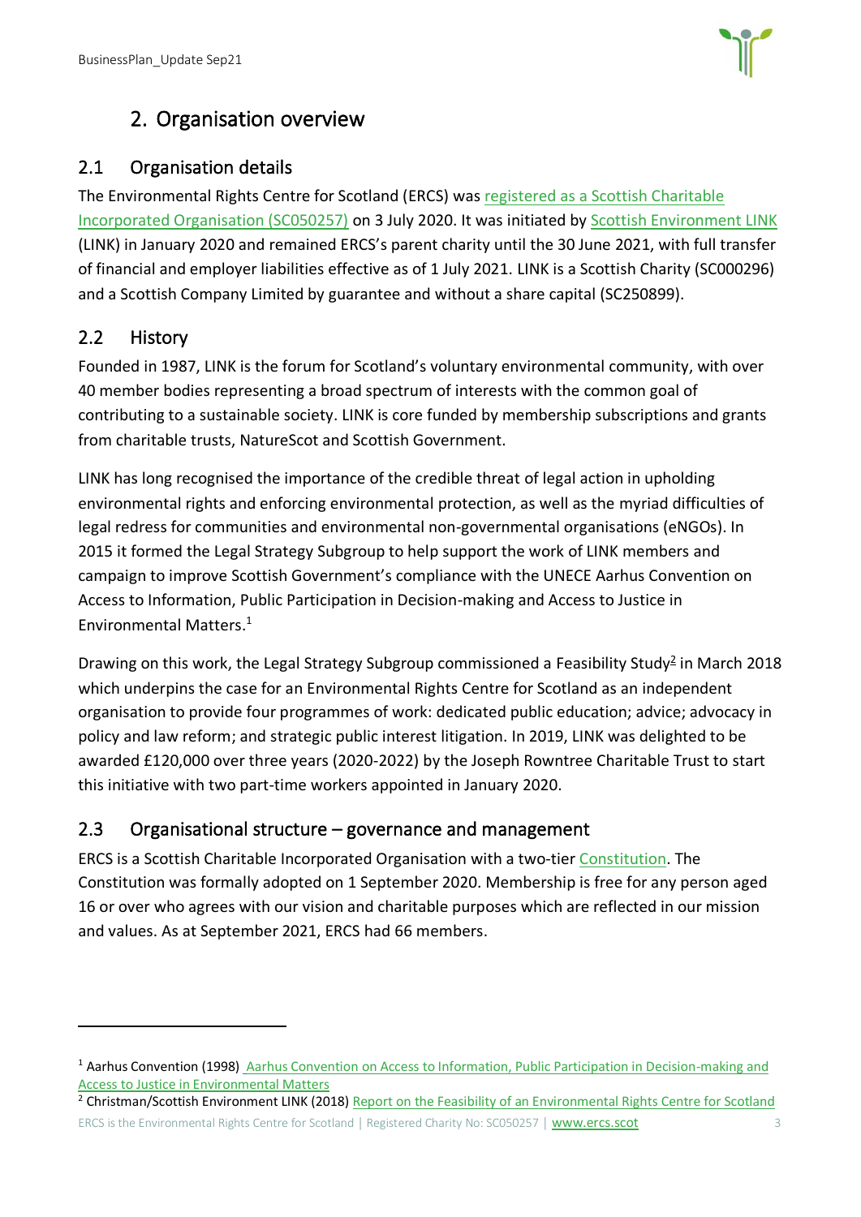## 2. Organisation overview

### 2.1 Organisation details

The Environmental Rights Centre for Scotland (ERCS) was registered as a Scottish Charitable Incorporated Organisation (SC050257) on 3 July 2020. It was initiated by Scottish Environment LINK (LINK) in January 2020 and remained ERCS's parent charity until the 30 June 2021, with full transfer of financial and employer liabilities effective as of 1 July 2021. LINK is a Scottish Charity (SC000296) and a Scottish Company Limited by guarantee and without a share capital (SC250899).

### 2.2 History

Founded in 1987, LINK is the forum for Scotland's voluntary environmental community, with over 40 member bodies representing a broad spectrum of interests with the common goal of contributing to a sustainable society. LINK is core funded by membership subscriptions and grants from charitable trusts, NatureScot and Scottish Government.

LINK has long recognised the importance of the credible threat of legal action in upholding environmental rights and enforcing environmental protection, as well as the myriad difficulties of legal redress for communities and environmental non-governmental organisations (eNGOs). In 2015 it formed the Legal Strategy Subgroup to help support the work of LINK members and campaign to improve Scottish Government's compliance with the UNECE Aarhus Convention on Access to Information, Public Participation in Decision-making and Access to Justice in Environmental Matters.[1]

Drawing on this work, the Legal Strategy Subgroup commissioned a Feasibility Study[2] in March 2018 which underpins the case for an Environmental Rights Centre for Scotland as an independent organisation to provide four programmes of work: dedicated public education; advice; advocacy in policy and law reform; and strategic public interest litigation. In 2019, LINK was delighted to be awarded £120,000 over three years (2020-2022) by the Joseph Rowntree Charitable Trust to start this initiative with two part-time workers appointed in January 2020.

### 2.3 Organisational structure – governance and management

ERCS is a Scottish Charitable Incorporated Organisation with a two-tier Constitution. The Constitution was formally adopted on 1 September 2020. Membership is free for any person aged 16 or over who agrees with our vision and charitable purposes which are reflected in our mission and values. As at September 2021, ERCS had 66 members.

---

[1] Aarhus Convention (1998) Aarhus Convention on Access to Information, Public Participation in Decision-making and Access to Justice in Environmental Matters

[2] Christman/Scottish Environment LINK (2018) Report on the Feasibility of an Environmental Rights Centre for Scotland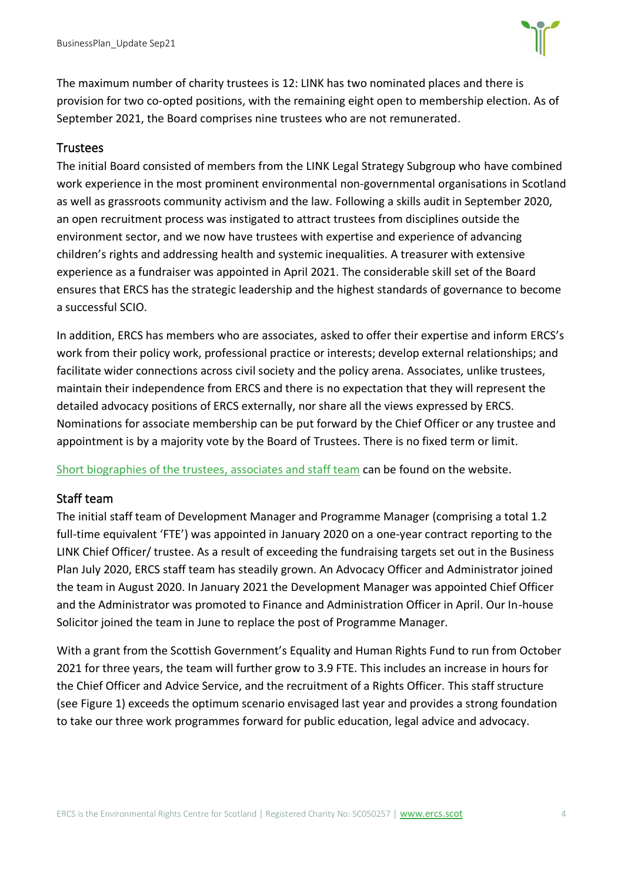The maximum number of charity trustees is 12: LINK has two nominated places and there is provision for two co-opted positions, with the remaining eight open to membership election. As of September 2021, the Board comprises nine trustees who are not remunerated.

## Trustees

The initial Board consisted of members from the LINK Legal Strategy Subgroup who have combined work experience in the most prominent environmental non-governmental organisations in Scotland as well as grassroots community activism and the law. Following a skills audit in September 2020, an open recruitment process was instigated to attract trustees from disciplines outside the environment sector, and we now have trustees with expertise and experience of advancing children's rights and addressing health and systemic inequalities. A treasurer with extensive experience as a fundraiser was appointed in April 2021. The considerable skill set of the Board ensures that ERCS has the strategic leadership and the highest standards of governance to become a successful SCIO.

In addition, ERCS has members who are associates, asked to offer their expertise and inform ERCS's work from their policy work, professional practice or interests; develop external relationships; and facilitate wider connections across civil society and the policy arena. Associates, unlike trustees, maintain their independence from ERCS and there is no expectation that they will represent the detailed advocacy positions of ERCS externally, nor share all the views expressed by ERCS. Nominations for associate membership can be put forward by the Chief Officer or any trustee and appointment is by a majority vote by the Board of Trustees. There is no fixed term or limit.

Short biographies of the trustees, associates and staff team can be found on the website.

## Staff team

The initial staff team of Development Manager and Programme Manager (comprising a total 1.2 full-time equivalent 'FTE') was appointed in January 2020 on a one-year contract reporting to the LINK Chief Officer/ trustee. As a result of exceeding the fundraising targets set out in the Business Plan July 2020, ERCS staff team has steadily grown. An Advocacy Officer and Administrator joined the team in August 2020. In January 2021 the Development Manager was appointed Chief Officer and the Administrator was promoted to Finance and Administration Officer in April. Our In-house Solicitor joined the team in June to replace the post of Programme Manager.

With a grant from the Scottish Government's Equality and Human Rights Fund to run from October 2021 for three years, the team will further grow to 3.9 FTE. This includes an increase in hours for the Chief Officer and Advice Service, and the recruitment of a Rights Officer. This staff structure (see Figure 1) exceeds the optimum scenario envisaged last year and provides a strong foundation to take our three work programmes forward for public education, legal advice and advocacy.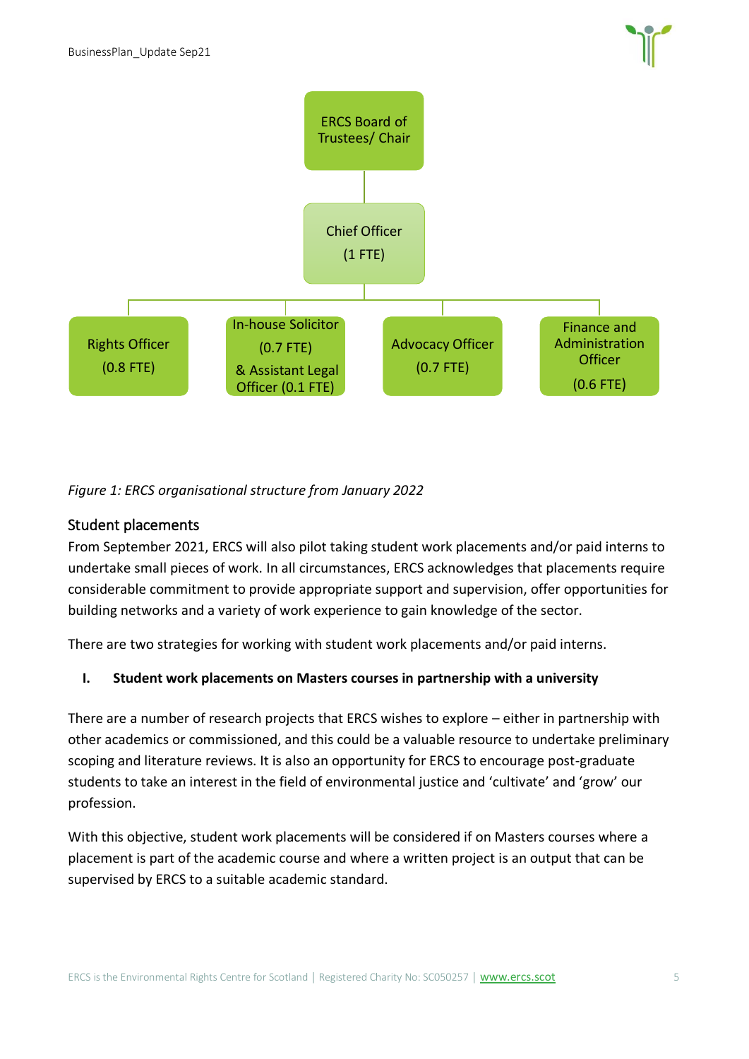ERCS Board of Trustees/ Chair

Chief Officer (1 FTE)

- Rights Officer (0.8 FTE)
- In-house Solicitor (0.7 FTE) & Assistant Legal Officer (0.1 FTE)
- Advocacy Officer (0.7 FTE)
- Finance and Administration Officer (0.6 FTE)

*Figure 1: ERCS organisational structure from January 2022*

## Student placements

From September 2021, ERCS will also pilot taking student work placements and/or paid interns to undertake small pieces of work. In all circumstances, ERCS acknowledges that placements require considerable commitment to provide appropriate support and supervision, offer opportunities for building networks and a variety of work experience to gain knowledge of the sector.

There are two strategies for working with student work placements and/or paid interns.

**I. Student work placements on Masters courses in partnership with a university**

There are a number of research projects that ERCS wishes to explore – either in partnership with other academics or commissioned, and this could be a valuable resource to undertake preliminary scoping and literature reviews. It is also an opportunity for ERCS to encourage post-graduate students to take an interest in the field of environmental justice and 'cultivate' and 'grow' our profession.

With this objective, student work placements will be considered if on Masters courses where a placement is part of the academic course and where a written project is an output that can be supervised by ERCS to a suitable academic standard.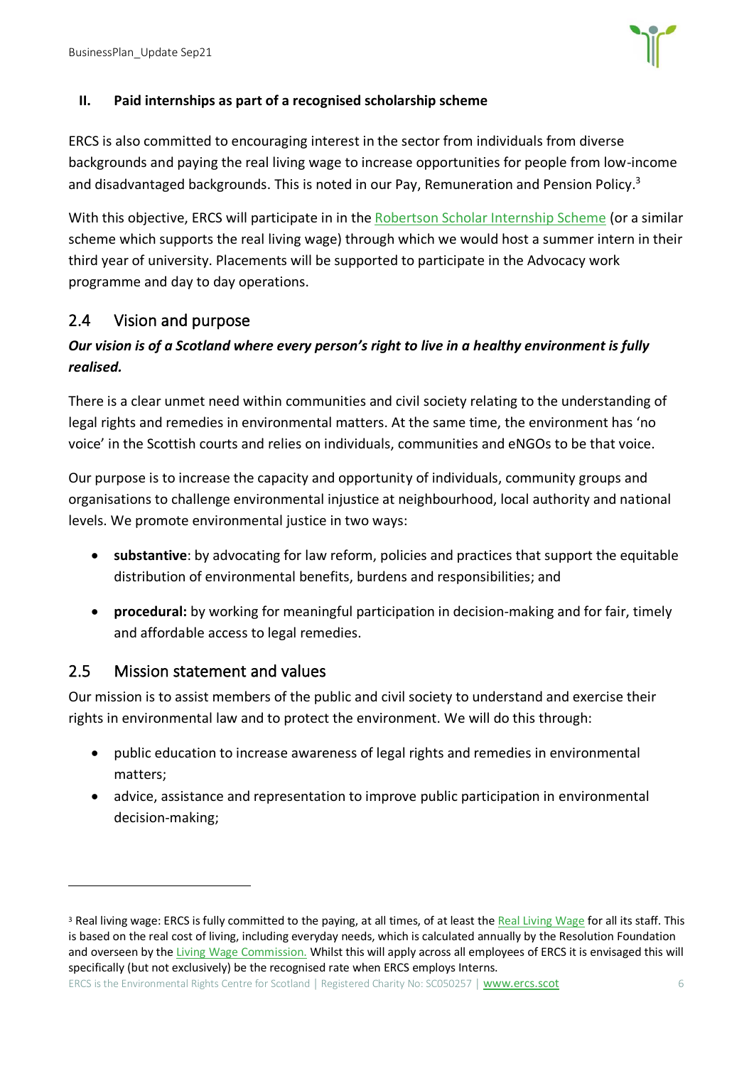### II. Paid internships as part of a recognised scholarship scheme

ERCS is also committed to encouraging interest in the sector from individuals from diverse backgrounds and paying the real living wage to increase opportunities for people from low-income and disadvantaged backgrounds. This is noted in our Pay, Remuneration and Pension Policy.[3]

With this objective, ERCS will participate in in the Robertson Scholar Internship Scheme (or a similar scheme which supports the real living wage) through which we would host a summer intern in their third year of university. Placements will be supported to participate in the Advocacy work programme and day to day operations.

## 2.4 Vision and purpose

***Our vision is of a Scotland where every person's right to live in a healthy environment is fully realised.***

There is a clear unmet need within communities and civil society relating to the understanding of legal rights and remedies in environmental matters. At the same time, the environment has 'no voice' in the Scottish courts and relies on individuals, communities and eNGOs to be that voice.

Our purpose is to increase the capacity and opportunity of individuals, community groups and organisations to challenge environmental injustice at neighbourhood, local authority and national levels. We promote environmental justice in two ways:

- **substantive**: by advocating for law reform, policies and practices that support the equitable distribution of environmental benefits, burdens and responsibilities; and
- **procedural:** by working for meaningful participation in decision-making and for fair, timely and affordable access to legal remedies.

## 2.5 Mission statement and values

Our mission is to assist members of the public and civil society to understand and exercise their rights in environmental law and to protect the environment. We will do this through:

- public education to increase awareness of legal rights and remedies in environmental matters;
- advice, assistance and representation to improve public participation in environmental decision-making;

---

[3] Real living wage: ERCS is fully committed to the paying, at all times, of at least the Real Living Wage for all its staff. This is based on the real cost of living, including everyday needs, which is calculated annually by the Resolution Foundation and overseen by the Living Wage Commission. Whilst this will apply across all employees of ERCS it is envisaged this will specifically (but not exclusively) be the recognised rate when ERCS employs Interns.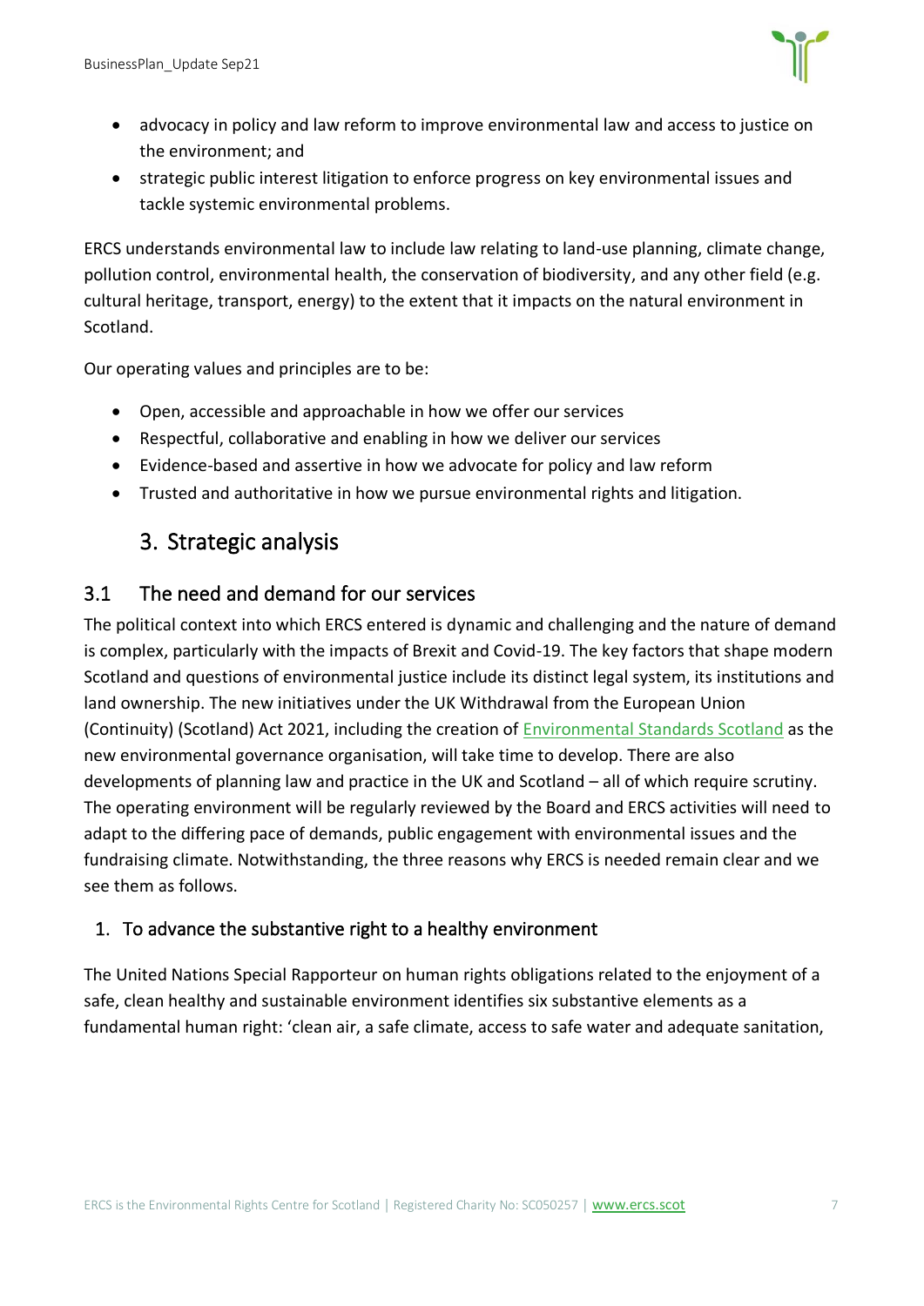- advocacy in policy and law reform to improve environmental law and access to justice on the environment; and
- strategic public interest litigation to enforce progress on key environmental issues and tackle systemic environmental problems.

ERCS understands environmental law to include law relating to land-use planning, climate change, pollution control, environmental health, the conservation of biodiversity, and any other field (e.g. cultural heritage, transport, energy) to the extent that it impacts on the natural environment in Scotland.

Our operating values and principles are to be:

- Open, accessible and approachable in how we offer our services
- Respectful, collaborative and enabling in how we deliver our services
- Evidence-based and assertive in how we advocate for policy and law reform
- Trusted and authoritative in how we pursue environmental rights and litigation.

## 3. Strategic analysis

### 3.1 The need and demand for our services

The political context into which ERCS entered is dynamic and challenging and the nature of demand is complex, particularly with the impacts of Brexit and Covid-19. The key factors that shape modern Scotland and questions of environmental justice include its distinct legal system, its institutions and land ownership. The new initiatives under the UK Withdrawal from the European Union (Continuity) (Scotland) Act 2021, including the creation of Environmental Standards Scotland as the new environmental governance organisation, will take time to develop. There are also developments of planning law and practice in the UK and Scotland – all of which require scrutiny. The operating environment will be regularly reviewed by the Board and ERCS activities will need to adapt to the differing pace of demands, public engagement with environmental issues and the fundraising climate. Notwithstanding, the three reasons why ERCS is needed remain clear and we see them as follows.

#### 1. To advance the substantive right to a healthy environment

The United Nations Special Rapporteur on human rights obligations related to the enjoyment of a safe, clean healthy and sustainable environment identifies six substantive elements as a fundamental human right: 'clean air, a safe climate, access to safe water and adequate sanitation,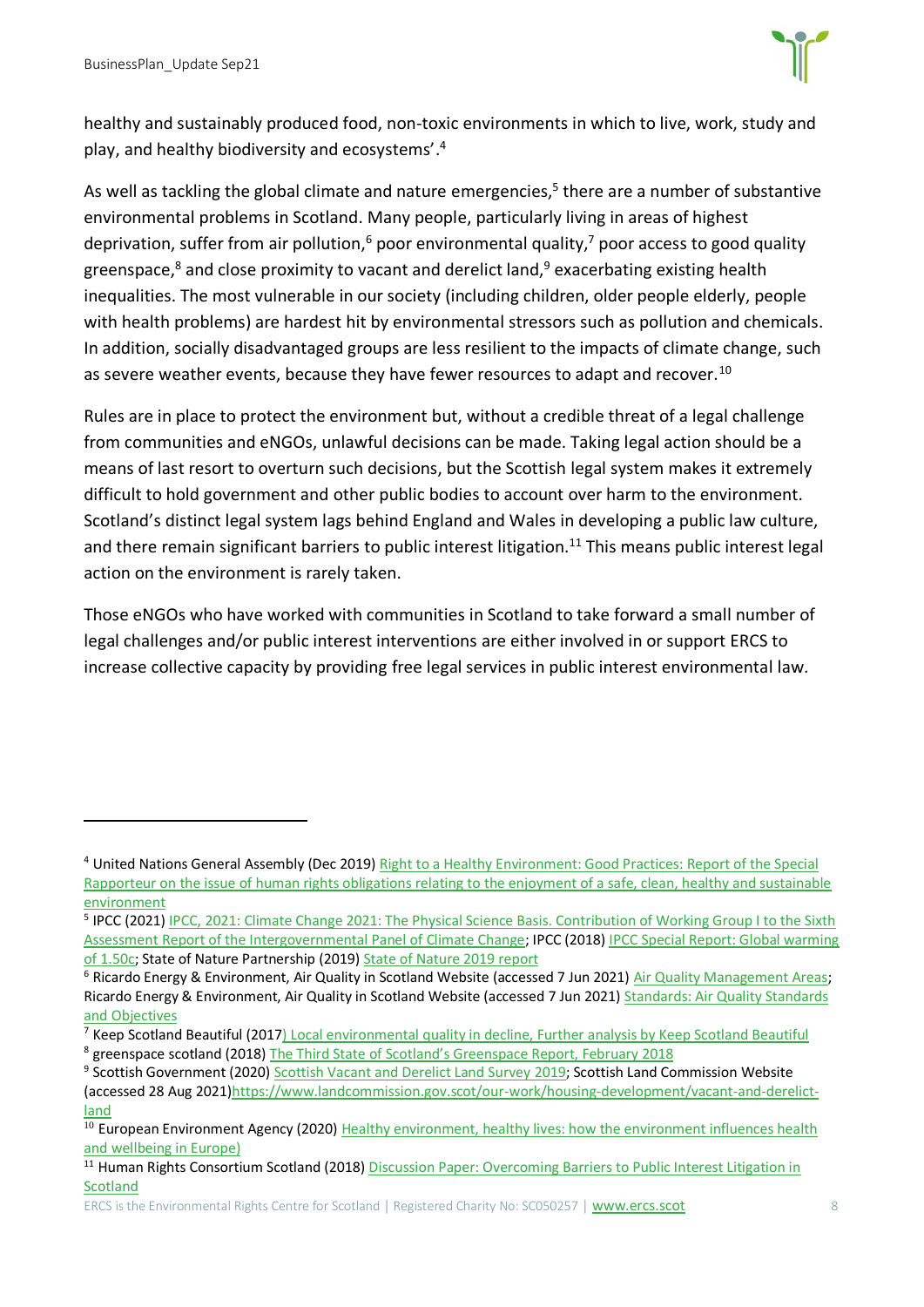healthy and sustainably produced food, non-toxic environments in which to live, work, study and play, and healthy biodiversity and ecosystems'.[4]

As well as tackling the global climate and nature emergencies,[5] there are a number of substantive environmental problems in Scotland. Many people, particularly living in areas of highest deprivation, suffer from air pollution,[6] poor environmental quality,[7] poor access to good quality greenspace,[8] and close proximity to vacant and derelict land,[9] exacerbating existing health inequalities. The most vulnerable in our society (including children, older people elderly, people with health problems) are hardest hit by environmental stressors such as pollution and chemicals. In addition, socially disadvantaged groups are less resilient to the impacts of climate change, such as severe weather events, because they have fewer resources to adapt and recover.[10]

Rules are in place to protect the environment but, without a credible threat of a legal challenge from communities and eNGOs, unlawful decisions can be made. Taking legal action should be a means of last resort to overturn such decisions, but the Scottish legal system makes it extremely difficult to hold government and other public bodies to account over harm to the environment. Scotland's distinct legal system lags behind England and Wales in developing a public law culture, and there remain significant barriers to public interest litigation.[11] This means public interest legal action on the environment is rarely taken.

Those eNGOs who have worked with communities in Scotland to take forward a small number of legal challenges and/or public interest interventions are either involved in or support ERCS to increase collective capacity by providing free legal services in public interest environmental law.

---

[4] United Nations General Assembly (Dec 2019) Right to a Healthy Environment: Good Practices: Report of the Special Rapporteur on the issue of human rights obligations relating to the enjoyment of a safe, clean, healthy and sustainable environment

[5] IPCC (2021) IPCC, 2021: Climate Change 2021: The Physical Science Basis. Contribution of Working Group I to the Sixth Assessment Report of the Intergovernmental Panel of Climate Change; IPCC (2018) IPCC Special Report: Global warming of 1.50c; State of Nature Partnership (2019) State of Nature 2019 report

[6] Ricardo Energy & Environment, Air Quality in Scotland Website (accessed 7 Jun 2021) Air Quality Management Areas; Ricardo Energy & Environment, Air Quality in Scotland Website (accessed 7 Jun 2021) Standards: Air Quality Standards and Objectives

[7] Keep Scotland Beautiful (2017) Local environmental quality in decline, Further analysis by Keep Scotland Beautiful

[8] greenspace scotland (2018) The Third State of Scotland's Greenspace Report, February 2018

[9] Scottish Government (2020) Scottish Vacant and Derelict Land Survey 2019; Scottish Land Commission Website (accessed 28 Aug 2021)https://www.landcommission.gov.scot/our-work/housing-development/vacant-and-derelict-land

[10] European Environment Agency (2020) Healthy environment, healthy lives: how the environment influences health and wellbeing in Europe)

[11] Human Rights Consortium Scotland (2018) Discussion Paper: Overcoming Barriers to Public Interest Litigation in Scotland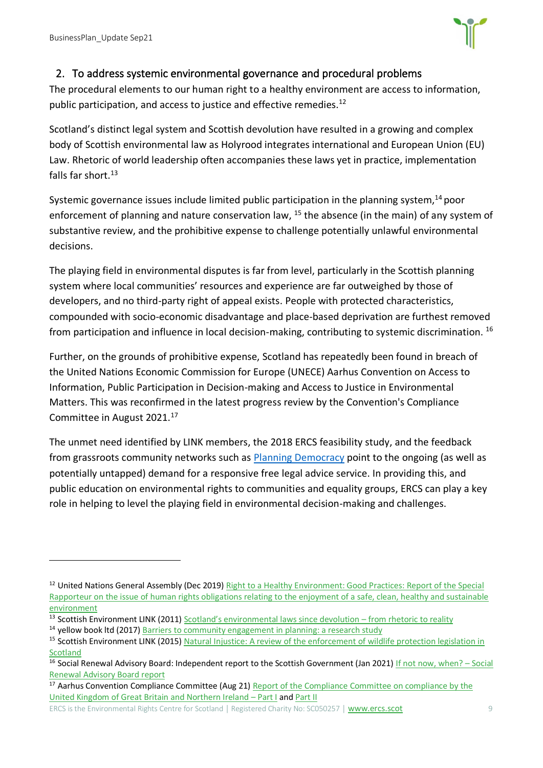## 2. To address systemic environmental governance and procedural problems

The procedural elements to our human right to a healthy environment are access to information, public participation, and access to justice and effective remedies.[12]

Scotland's distinct legal system and Scottish devolution have resulted in a growing and complex body of Scottish environmental law as Holyrood integrates international and European Union (EU) Law. Rhetoric of world leadership often accompanies these laws yet in practice, implementation falls far short.[13]

Systemic governance issues include limited public participation in the planning system,[14] poor enforcement of planning and nature conservation law, [15] the absence (in the main) of any system of substantive review, and the prohibitive expense to challenge potentially unlawful environmental decisions.

The playing field in environmental disputes is far from level, particularly in the Scottish planning system where local communities' resources and experience are far outweighed by those of developers, and no third-party right of appeal exists. People with protected characteristics, compounded with socio-economic disadvantage and place-based deprivation are furthest removed from participation and influence in local decision-making, contributing to systemic discrimination. [16]

Further, on the grounds of prohibitive expense, Scotland has repeatedly been found in breach of the United Nations Economic Commission for Europe (UNECE) Aarhus Convention on Access to Information, Public Participation in Decision-making and Access to Justice in Environmental Matters. This was reconfirmed in the latest progress review by the Convention's Compliance Committee in August 2021.[17]

The unmet need identified by LINK members, the 2018 ERCS feasibility study, and the feedback from grassroots community networks such as Planning Democracy point to the ongoing (as well as potentially untapped) demand for a responsive free legal advice service. In providing this, and public education on environmental rights to communities and equality groups, ERCS can play a key role in helping to level the playing field in environmental decision-making and challenges.

---

[12] United Nations General Assembly (Dec 2019) Right to a Healthy Environment: Good Practices: Report of the Special Rapporteur on the issue of human rights obligations relating to the enjoyment of a safe, clean, healthy and sustainable environment

[13] Scottish Environment LINK (2011) Scotland's environmental laws since devolution – from rhetoric to reality

[14] yellow book ltd (2017) Barriers to community engagement in planning: a research study

[15] Scottish Environment LINK (2015) Natural Injustice: A review of the enforcement of wildlife protection legislation in Scotland

[16] Social Renewal Advisory Board: Independent report to the Scottish Government (Jan 2021) If not now, when? – Social Renewal Advisory Board report

[17] Aarhus Convention Compliance Committee (Aug 21) Report of the Compliance Committee on compliance by the United Kingdom of Great Britain and Northern Ireland – Part I and Part II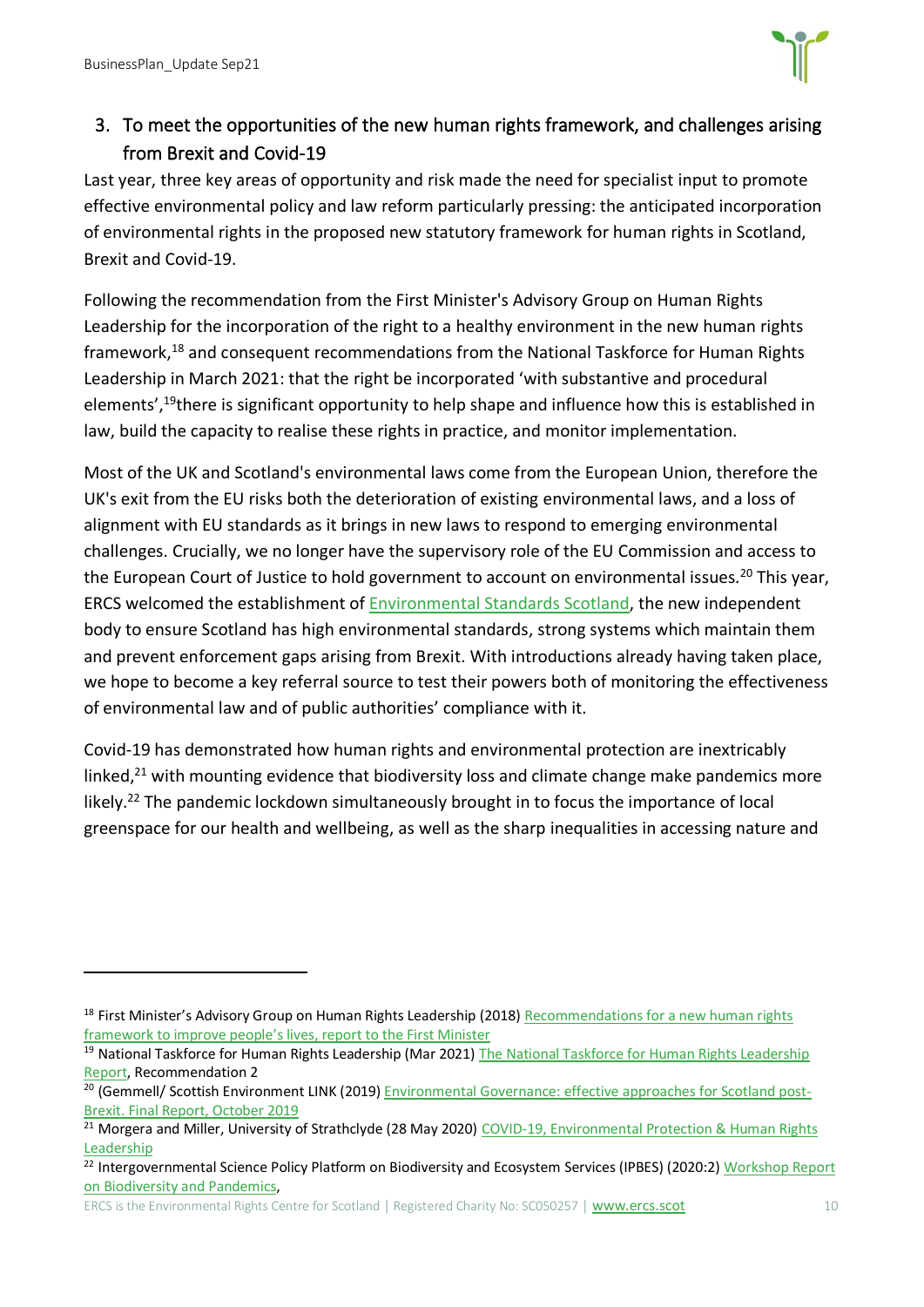## 3. To meet the opportunities of the new human rights framework, and challenges arising from Brexit and Covid-19

Last year, three key areas of opportunity and risk made the need for specialist input to promote effective environmental policy and law reform particularly pressing: the anticipated incorporation of environmental rights in the proposed new statutory framework for human rights in Scotland, Brexit and Covid-19.

Following the recommendation from the First Minister's Advisory Group on Human Rights Leadership for the incorporation of the right to a healthy environment in the new human rights framework,[18] and consequent recommendations from the National Taskforce for Human Rights Leadership in March 2021: that the right be incorporated 'with substantive and procedural elements',[19]there is significant opportunity to help shape and influence how this is established in law, build the capacity to realise these rights in practice, and monitor implementation.

Most of the UK and Scotland's environmental laws come from the European Union, therefore the UK's exit from the EU risks both the deterioration of existing environmental laws, and a loss of alignment with EU standards as it brings in new laws to respond to emerging environmental challenges. Crucially, we no longer have the supervisory role of the EU Commission and access to the European Court of Justice to hold government to account on environmental issues.[20] This year, ERCS welcomed the establishment of Environmental Standards Scotland, the new independent body to ensure Scotland has high environmental standards, strong systems which maintain them and prevent enforcement gaps arising from Brexit. With introductions already having taken place, we hope to become a key referral source to test their powers both of monitoring the effectiveness of environmental law and of public authorities' compliance with it.

Covid-19 has demonstrated how human rights and environmental protection are inextricably linked,[21] with mounting evidence that biodiversity loss and climate change make pandemics more likely.[22] The pandemic lockdown simultaneously brought in to focus the importance of local greenspace for our health and wellbeing, as well as the sharp inequalities in accessing nature and

---

[18] First Minister's Advisory Group on Human Rights Leadership (2018) Recommendations for a new human rights framework to improve people's lives, report to the First Minister

[19] National Taskforce for Human Rights Leadership (Mar 2021) The National Taskforce for Human Rights Leadership Report, Recommendation 2

[20] (Gemmell/ Scottish Environment LINK (2019) Environmental Governance: effective approaches for Scotland post-Brexit. Final Report, October 2019

[21] Morgera and Miller, University of Strathclyde (28 May 2020) COVID-19, Environmental Protection & Human Rights Leadership

[22] Intergovernmental Science Policy Platform on Biodiversity and Ecosystem Services (IPBES) (2020:2) Workshop Report on Biodiversity and Pandemics,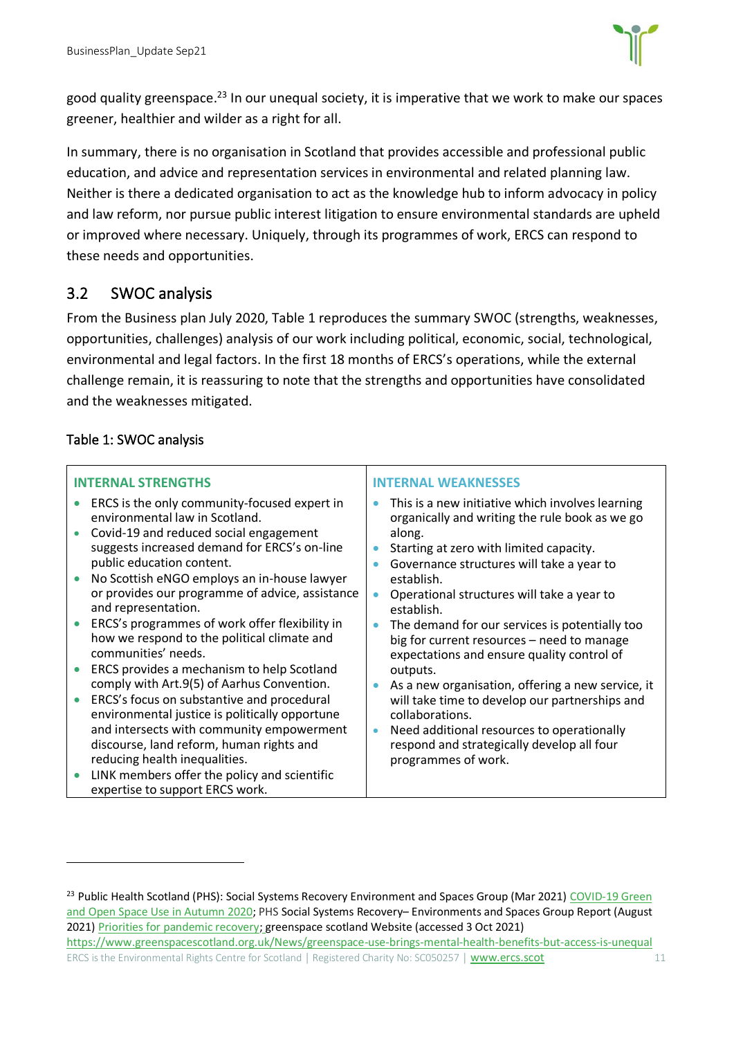good quality greenspace.[23] In our unequal society, it is imperative that we work to make our spaces greener, healthier and wilder as a right for all.

In summary, there is no organisation in Scotland that provides accessible and professional public education, and advice and representation services in environmental and related planning law. Neither is there a dedicated organisation to act as the knowledge hub to inform advocacy in policy and law reform, nor pursue public interest litigation to ensure environmental standards are upheld or improved where necessary. Uniquely, through its programmes of work, ERCS can respond to these needs and opportunities.

## 3.2 SWOC analysis

From the Business plan July 2020, Table 1 reproduces the summary SWOC (strengths, weaknesses, opportunities, challenges) analysis of our work including political, economic, social, technological, environmental and legal factors. In the first 18 months of ERCS's operations, while the external challenge remain, it is reassuring to note that the strengths and opportunities have consolidated and the weaknesses mitigated.

Table 1: SWOC analysis

| INTERNAL STRENGTHS | INTERNAL WEAKNESSES |
|---|---|
| • ERCS is the only community-focused expert in environmental law in Scotland.<br>• Covid-19 and reduced social engagement suggests increased demand for ERCS's on-line public education content.<br>• No Scottish eNGO employs an in-house lawyer or provides our programme of advice, assistance and representation.<br>• ERCS's programmes of work offer flexibility in how we respond to the political climate and communities' needs.<br>• ERCS provides a mechanism to help Scotland comply with Art.9(5) of Aarhus Convention.<br>• ERCS's focus on substantive and procedural environmental justice is politically opportune and intersects with community empowerment discourse, land reform, human rights and reducing health inequalities.<br>• LINK members offer the policy and scientific expertise to support ERCS work. | • This is a new initiative which involves learning organically and writing the rule book as we go along.<br>• Starting at zero with limited capacity.<br>• Governance structures will take a year to establish.<br>• Operational structures will take a year to establish.<br>• The demand for our services is potentially too big for current resources – need to manage expectations and ensure quality control of outputs.<br>• As a new organisation, offering a new service, it will take time to develop our partnerships and collaborations.<br>• Need additional resources to operationally respond and strategically develop all four programmes of work. |

[23] Public Health Scotland (PHS): Social Systems Recovery Environment and Spaces Group (Mar 2021) COVID-19 Green and Open Space Use in Autumn 2020; PHS Social Systems Recovery– Environments and Spaces Group Report (August 2021) Priorities for pandemic recovery; greenspace scotland Website (accessed 3 Oct 2021) https://www.greenspacescotland.org.uk/News/greenspace-use-brings-mental-health-benefits-but-access-is-unequal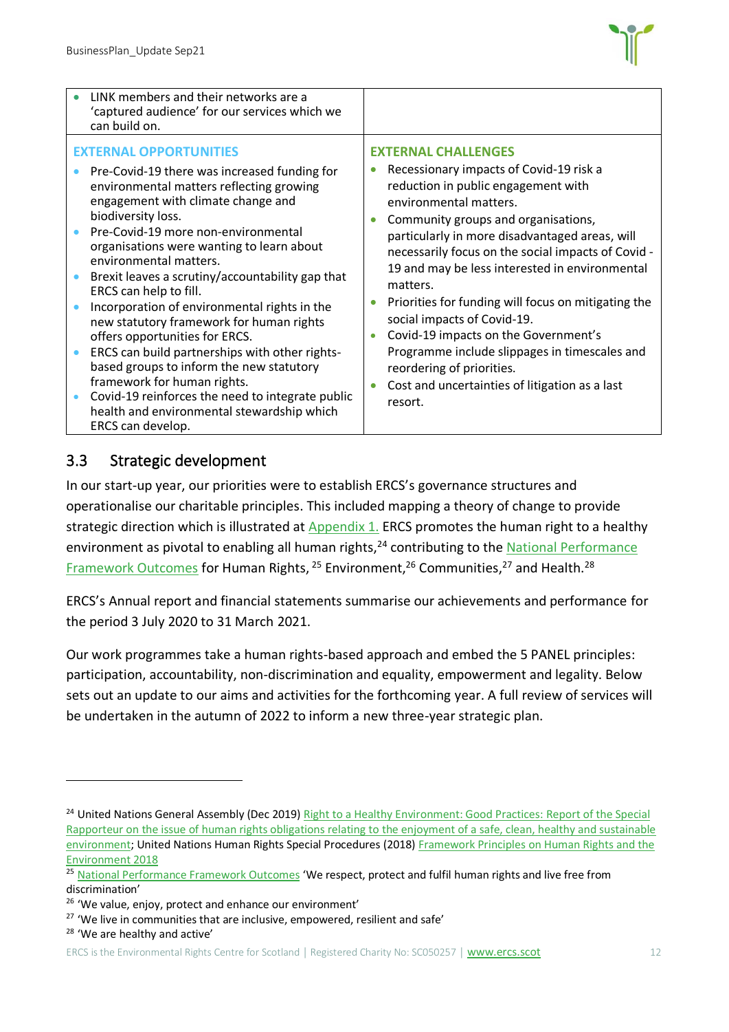| | |
|---|---|
| • LINK members and their networks are a 'captured audience' for our services which we can build on. | |
| **EXTERNAL OPPORTUNITIES**<br>• Pre-Covid-19 there was increased funding for environmental matters reflecting growing engagement with climate change and biodiversity loss.<br>• Pre-Covid-19 more non-environmental organisations were wanting to learn about environmental matters.<br>• Brexit leaves a scrutiny/accountability gap that ERCS can help to fill.<br>• Incorporation of environmental rights in the new statutory framework for human rights offers opportunities for ERCS.<br>• ERCS can build partnerships with other rights-based groups to inform the new statutory framework for human rights.<br>• Covid-19 reinforces the need to integrate public health and environmental stewardship which ERCS can develop. | **EXTERNAL CHALLENGES**<br>• Recessionary impacts of Covid-19 risk a reduction in public engagement with environmental matters.<br>• Community groups and organisations, particularly in more disadvantaged areas, will necessarily focus on the social impacts of Covid -19 and may be less interested in environmental matters.<br>• Priorities for funding will focus on mitigating the social impacts of Covid-19.<br>• Covid-19 impacts on the Government's Programme include slippages in timescales and reordering of priorities.<br>• Cost and uncertainties of litigation as a last resort. |

## 3.3 Strategic development

In our start-up year, our priorities were to establish ERCS's governance structures and operationalise our charitable principles. This included mapping a theory of change to provide strategic direction which is illustrated at Appendix 1. ERCS promotes the human right to a healthy environment as pivotal to enabling all human rights,[24] contributing to the National Performance Framework Outcomes for Human Rights, [25] Environment,[26] Communities,[27] and Health.[28]

ERCS's Annual report and financial statements summarise our achievements and performance for the period 3 July 2020 to 31 March 2021.

Our work programmes take a human rights-based approach and embed the 5 PANEL principles: participation, accountability, non-discrimination and equality, empowerment and legality. Below sets out an update to our aims and activities for the forthcoming year. A full review of services will be undertaken in the autumn of 2022 to inform a new three-year strategic plan.

---

[24] United Nations General Assembly (Dec 2019) Right to a Healthy Environment: Good Practices: Report of the Special Rapporteur on the issue of human rights obligations relating to the enjoyment of a safe, clean, healthy and sustainable environment; United Nations Human Rights Special Procedures (2018) Framework Principles on Human Rights and the Environment 2018

[25] National Performance Framework Outcomes 'We respect, protect and fulfil human rights and live free from discrimination'

[26] 'We value, enjoy, protect and enhance our environment'

[27] 'We live in communities that are inclusive, empowered, resilient and safe'

[28] 'We are healthy and active'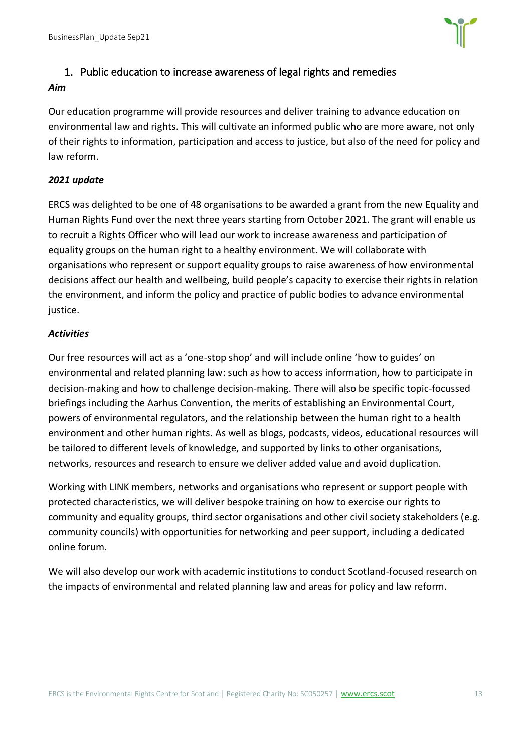## 1. Public education to increase awareness of legal rights and remedies

***Aim***

Our education programme will provide resources and deliver training to advance education on environmental law and rights. This will cultivate an informed public who are more aware, not only of their rights to information, participation and access to justice, but also of the need for policy and law reform.

***2021 update***

ERCS was delighted to be one of 48 organisations to be awarded a grant from the new Equality and Human Rights Fund over the next three years starting from October 2021. The grant will enable us to recruit a Rights Officer who will lead our work to increase awareness and participation of equality groups on the human right to a healthy environment. We will collaborate with organisations who represent or support equality groups to raise awareness of how environmental decisions affect our health and wellbeing, build people's capacity to exercise their rights in relation the environment, and inform the policy and practice of public bodies to advance environmental justice.

***Activities***

Our free resources will act as a 'one-stop shop' and will include online 'how to guides' on environmental and related planning law: such as how to access information, how to participate in decision-making and how to challenge decision-making. There will also be specific topic-focussed briefings including the Aarhus Convention, the merits of establishing an Environmental Court, powers of environmental regulators, and the relationship between the human right to a health environment and other human rights. As well as blogs, podcasts, videos, educational resources will be tailored to different levels of knowledge, and supported by links to other organisations, networks, resources and research to ensure we deliver added value and avoid duplication.

Working with LINK members, networks and organisations who represent or support people with protected characteristics, we will deliver bespoke training on how to exercise our rights to community and equality groups, third sector organisations and other civil society stakeholders (e.g. community councils) with opportunities for networking and peer support, including a dedicated online forum.

We will also develop our work with academic institutions to conduct Scotland-focused research on the impacts of environmental and related planning law and areas for policy and law reform.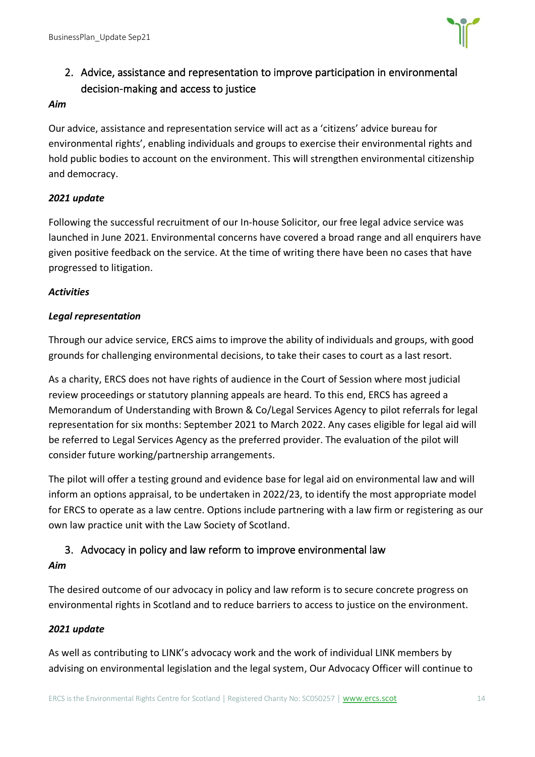## 2. Advice, assistance and representation to improve participation in environmental decision-making and access to justice

***Aim***

Our advice, assistance and representation service will act as a 'citizens' advice bureau for environmental rights', enabling individuals and groups to exercise their environmental rights and hold public bodies to account on the environment. This will strengthen environmental citizenship and democracy.

***2021 update***

Following the successful recruitment of our In-house Solicitor, our free legal advice service was launched in June 2021. Environmental concerns have covered a broad range and all enquirers have given positive feedback on the service. At the time of writing there have been no cases that have progressed to litigation.

***Activities***

***Legal representation***

Through our advice service, ERCS aims to improve the ability of individuals and groups, with good grounds for challenging environmental decisions, to take their cases to court as a last resort.

As a charity, ERCS does not have rights of audience in the Court of Session where most judicial review proceedings or statutory planning appeals are heard. To this end, ERCS has agreed a Memorandum of Understanding with Brown & Co/Legal Services Agency to pilot referrals for legal representation for six months: September 2021 to March 2022. Any cases eligible for legal aid will be referred to Legal Services Agency as the preferred provider. The evaluation of the pilot will consider future working/partnership arrangements.

The pilot will offer a testing ground and evidence base for legal aid on environmental law and will inform an options appraisal, to be undertaken in 2022/23, to identify the most appropriate model for ERCS to operate as a law centre. Options include partnering with a law firm or registering as our own law practice unit with the Law Society of Scotland.

## 3. Advocacy in policy and law reform to improve environmental law

***Aim***

The desired outcome of our advocacy in policy and law reform is to secure concrete progress on environmental rights in Scotland and to reduce barriers to access to justice on the environment.

***2021 update***

As well as contributing to LINK's advocacy work and the work of individual LINK members by advising on environmental legislation and the legal system, Our Advocacy Officer will continue to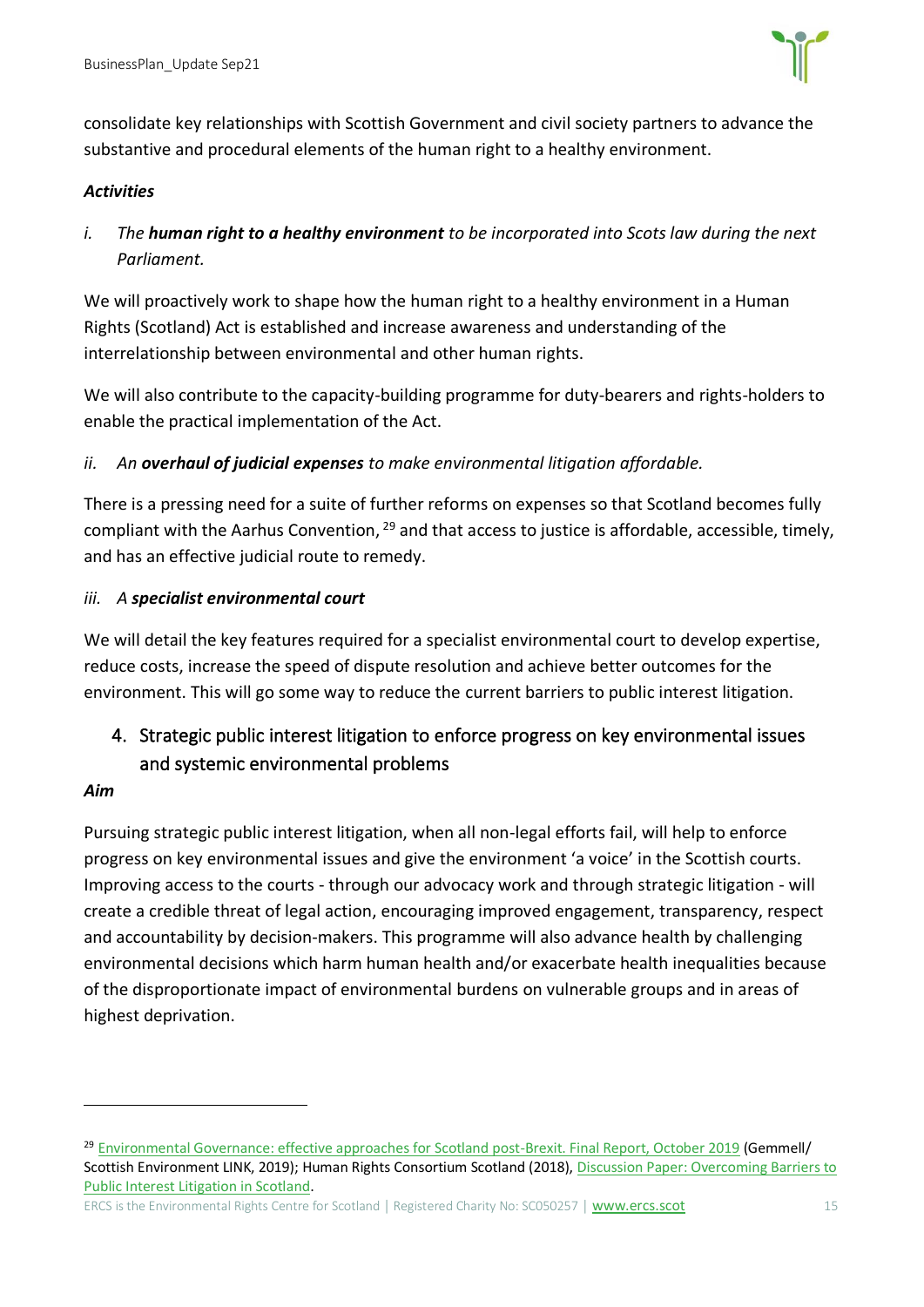consolidate key relationships with Scottish Government and civil society partners to advance the substantive and procedural elements of the human right to a healthy environment.

***Activities***

*i. The **human right to a healthy environment** to be incorporated into Scots law during the next Parliament.*

We will proactively work to shape how the human right to a healthy environment in a Human Rights (Scotland) Act is established and increase awareness and understanding of the interrelationship between environmental and other human rights.

We will also contribute to the capacity-building programme for duty-bearers and rights-holders to enable the practical implementation of the Act.

*ii. An **overhaul of judicial expenses** to make environmental litigation affordable.*

There is a pressing need for a suite of further reforms on expenses so that Scotland becomes fully compliant with the Aarhus Convention, [29] and that access to justice is affordable, accessible, timely, and has an effective judicial route to remedy.

*iii. A **specialist environmental court***

We will detail the key features required for a specialist environmental court to develop expertise, reduce costs, increase the speed of dispute resolution and achieve better outcomes for the environment. This will go some way to reduce the current barriers to public interest litigation.

## 4. Strategic public interest litigation to enforce progress on key environmental issues and systemic environmental problems

***Aim***

Pursuing strategic public interest litigation, when all non-legal efforts fail, will help to enforce progress on key environmental issues and give the environment 'a voice' in the Scottish courts. Improving access to the courts - through our advocacy work and through strategic litigation - will create a credible threat of legal action, encouraging improved engagement, transparency, respect and accountability by decision-makers. This programme will also advance health by challenging environmental decisions which harm human health and/or exacerbate health inequalities because of the disproportionate impact of environmental burdens on vulnerable groups and in areas of highest deprivation.

---

[29] Environmental Governance: effective approaches for Scotland post-Brexit. Final Report, October 2019 (Gemmell/ Scottish Environment LINK, 2019); Human Rights Consortium Scotland (2018), Discussion Paper: Overcoming Barriers to Public Interest Litigation in Scotland.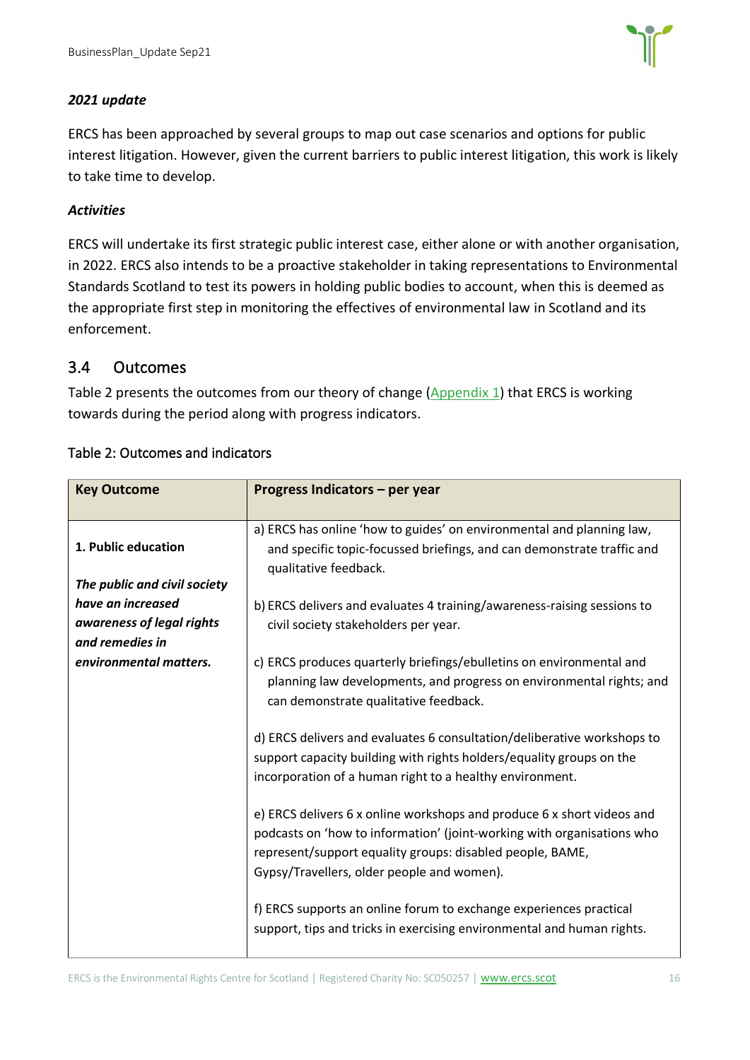***2021 update***

ERCS has been approached by several groups to map out case scenarios and options for public interest litigation. However, given the current barriers to public interest litigation, this work is likely to take time to develop.

***Activities***

ERCS will undertake its first strategic public interest case, either alone or with another organisation, in 2022. ERCS also intends to be a proactive stakeholder in taking representations to Environmental Standards Scotland to test its powers in holding public bodies to account, when this is deemed as the appropriate first step in monitoring the effectives of environmental law in Scotland and its enforcement.

## 3.4 Outcomes

Table 2 presents the outcomes from our theory of change (Appendix 1) that ERCS is working towards during the period along with progress indicators.

Table 2: Outcomes and indicators

| **Key Outcome** | **Progress Indicators – per year** |
|---|---|
| **1. Public education**<br><br>***The public and civil society have an increased awareness of legal rights and remedies in environmental matters.*** | a) ERCS has online 'how to guides' on environmental and planning law, and specific topic-focussed briefings, and can demonstrate traffic and qualitative feedback.<br><br>b) ERCS delivers and evaluates 4 training/awareness-raising sessions to civil society stakeholders per year.<br><br>c) ERCS produces quarterly briefings/ebulletins on environmental and planning law developments, and progress on environmental rights; and can demonstrate qualitative feedback.<br><br>d) ERCS delivers and evaluates 6 consultation/deliberative workshops to support capacity building with rights holders/equality groups on the incorporation of a human right to a healthy environment.<br><br>e) ERCS delivers 6 x online workshops and produce 6 x short videos and podcasts on 'how to information' (joint-working with organisations who represent/support equality groups: disabled people, BAME, Gypsy/Travellers, older people and women).<br><br>f) ERCS supports an online forum to exchange experiences practical support, tips and tricks in exercising environmental and human rights. |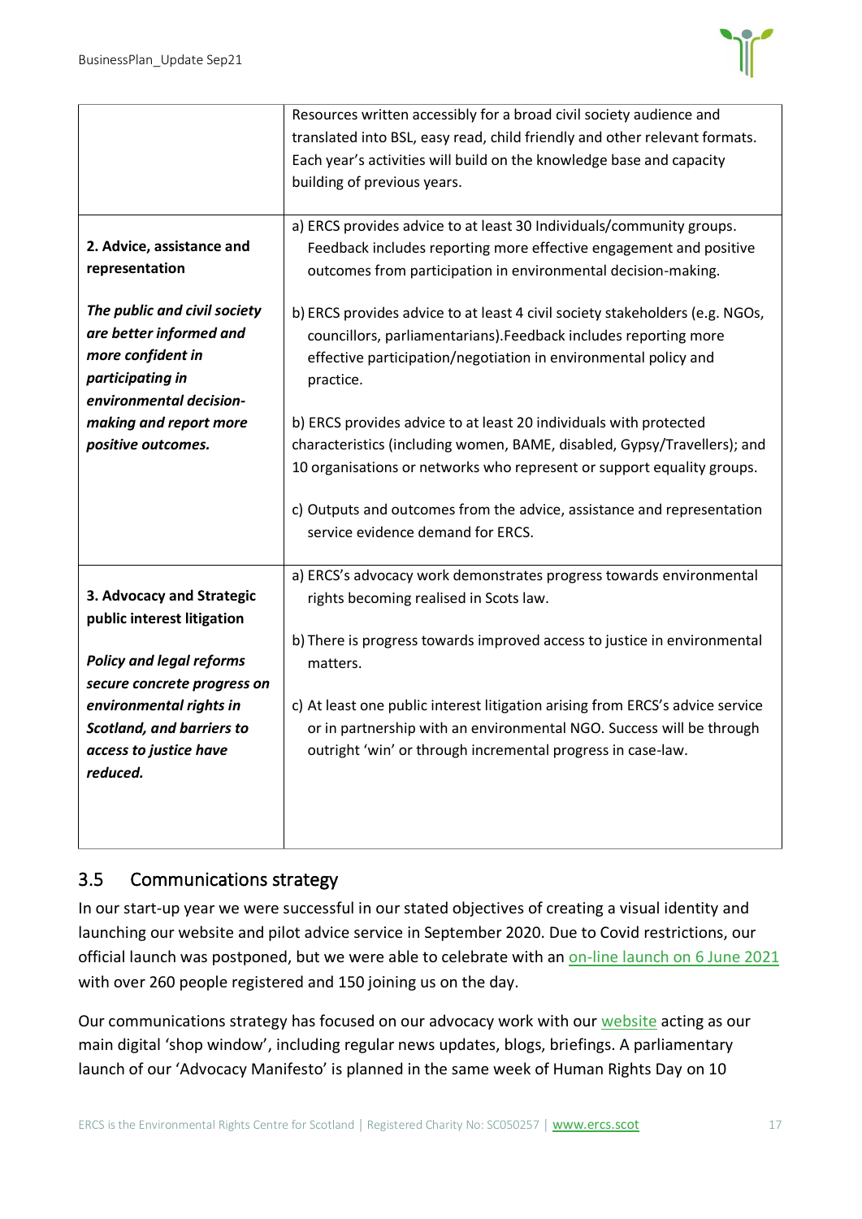| | |
|---|---|
| | Resources written accessibly for a broad civil society audience and translated into BSL, easy read, child friendly and other relevant formats. Each year's activities will build on the knowledge base and capacity building of previous years. |
| **2. Advice, assistance and representation**<br><br>***The public and civil society are better informed and more confident in participating in environmental decision-making and report more positive outcomes.*** | a) ERCS provides advice to at least 30 Individuals/community groups. Feedback includes reporting more effective engagement and positive outcomes from participation in environmental decision-making.<br><br>b) ERCS provides advice to at least 4 civil society stakeholders (e.g. NGOs, councillors, parliamentarians).Feedback includes reporting more effective participation/negotiation in environmental policy and practice.<br><br>b) ERCS provides advice to at least 20 individuals with protected characteristics (including women, BAME, disabled, Gypsy/Travellers); and 10 organisations or networks who represent or support equality groups.<br><br>c) Outputs and outcomes from the advice, assistance and representation service evidence demand for ERCS. |
| **3. Advocacy and Strategic public interest litigation**<br><br>***Policy and legal reforms secure concrete progress on environmental rights in Scotland, and barriers to access to justice have reduced.*** | a) ERCS's advocacy work demonstrates progress towards environmental rights becoming realised in Scots law.<br><br>b) There is progress towards improved access to justice in environmental matters.<br><br>c) At least one public interest litigation arising from ERCS's advice service or in partnership with an environmental NGO. Success will be through outright 'win' or through incremental progress in case-law. |

## 3.5 Communications strategy

In our start-up year we were successful in our stated objectives of creating a visual identity and launching our website and pilot advice service in September 2020. Due to Covid restrictions, our official launch was postponed, but we were able to celebrate with an on-line launch on 6 June 2021 with over 260 people registered and 150 joining us on the day.

Our communications strategy has focused on our advocacy work with our website acting as our main digital 'shop window', including regular news updates, blogs, briefings. A parliamentary launch of our 'Advocacy Manifesto' is planned in the same week of Human Rights Day on 10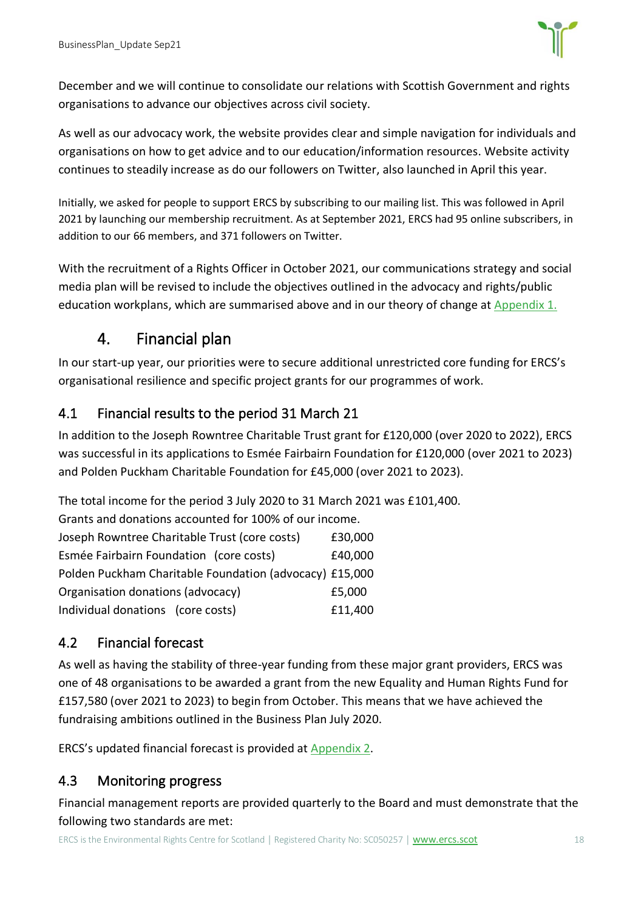December and we will continue to consolidate our relations with Scottish Government and rights organisations to advance our objectives across civil society.

As well as our advocacy work, the website provides clear and simple navigation for individuals and organisations on how to get advice and to our education/information resources. Website activity continues to steadily increase as do our followers on Twitter, also launched in April this year.

Initially, we asked for people to support ERCS by subscribing to our mailing list. This was followed in April 2021 by launching our membership recruitment. As at September 2021, ERCS had 95 online subscribers, in addition to our 66 members, and 371 followers on Twitter.

With the recruitment of a Rights Officer in October 2021, our communications strategy and social media plan will be revised to include the objectives outlined in the advocacy and rights/public education workplans, which are summarised above and in our theory of change at Appendix 1.

# 4. Financial plan

In our start-up year, our priorities were to secure additional unrestricted core funding for ERCS's organisational resilience and specific project grants for our programmes of work.

## 4.1 Financial results to the period 31 March 21

In addition to the Joseph Rowntree Charitable Trust grant for £120,000 (over 2020 to 2022), ERCS was successful in its applications to Esmée Fairbairn Foundation for £120,000 (over 2021 to 2023) and Polden Puckham Charitable Foundation for £45,000 (over 2021 to 2023).

The total income for the period 3 July 2020 to 31 March 2021 was £101,400.
Grants and donations accounted for 100% of our income.

| | |
|---|---|
| Joseph Rowntree Charitable Trust (core costs) | £30,000 |
| Esmée Fairbairn Foundation (core costs) | £40,000 |
| Polden Puckham Charitable Foundation (advocacy) | £15,000 |
| Organisation donations (advocacy) | £5,000 |
| Individual donations (core costs) | £11,400 |

## 4.2 Financial forecast

As well as having the stability of three-year funding from these major grant providers, ERCS was one of 48 organisations to be awarded a grant from the new Equality and Human Rights Fund for £157,580 (over 2021 to 2023) to begin from October. This means that we have achieved the fundraising ambitions outlined in the Business Plan July 2020.

ERCS's updated financial forecast is provided at Appendix 2.

## 4.3 Monitoring progress

Financial management reports are provided quarterly to the Board and must demonstrate that the following two standards are met: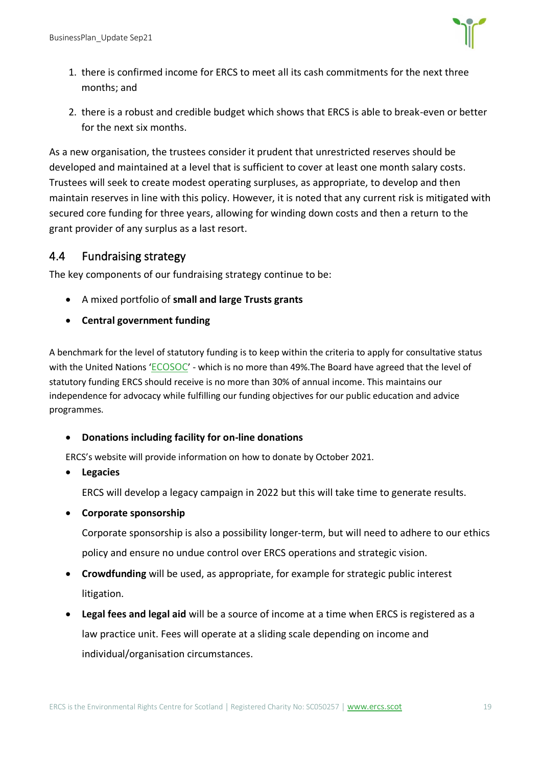1. there is confirmed income for ERCS to meet all its cash commitments for the next three months; and
2. there is a robust and credible budget which shows that ERCS is able to break-even or better for the next six months.

As a new organisation, the trustees consider it prudent that unrestricted reserves should be developed and maintained at a level that is sufficient to cover at least one month salary costs. Trustees will seek to create modest operating surpluses, as appropriate, to develop and then maintain reserves in line with this policy. However, it is noted that any current risk is mitigated with secured core funding for three years, allowing for winding down costs and then a return to the grant provider of any surplus as a last resort.

## 4.4 Fundraising strategy

The key components of our fundraising strategy continue to be:

- A mixed portfolio of **small and large Trusts grants**
- **Central government funding**

A benchmark for the level of statutory funding is to keep within the criteria to apply for consultative status with the United Nations 'ECOSOC' - which is no more than 49%.The Board have agreed that the level of statutory funding ERCS should receive is no more than 30% of annual income. This maintains our independence for advocacy while fulfilling our funding objectives for our public education and advice programmes.

- **Donations including facility for on-line donations**

ERCS's website will provide information on how to donate by October 2021.

- **Legacies**

  ERCS will develop a legacy campaign in 2022 but this will take time to generate results.

- **Corporate sponsorship**

  Corporate sponsorship is also a possibility longer-term, but will need to adhere to our ethics policy and ensure no undue control over ERCS operations and strategic vision.

- **Crowdfunding** will be used, as appropriate, for example for strategic public interest litigation.
- **Legal fees and legal aid** will be a source of income at a time when ERCS is registered as a law practice unit. Fees will operate at a sliding scale depending on income and individual/organisation circumstances.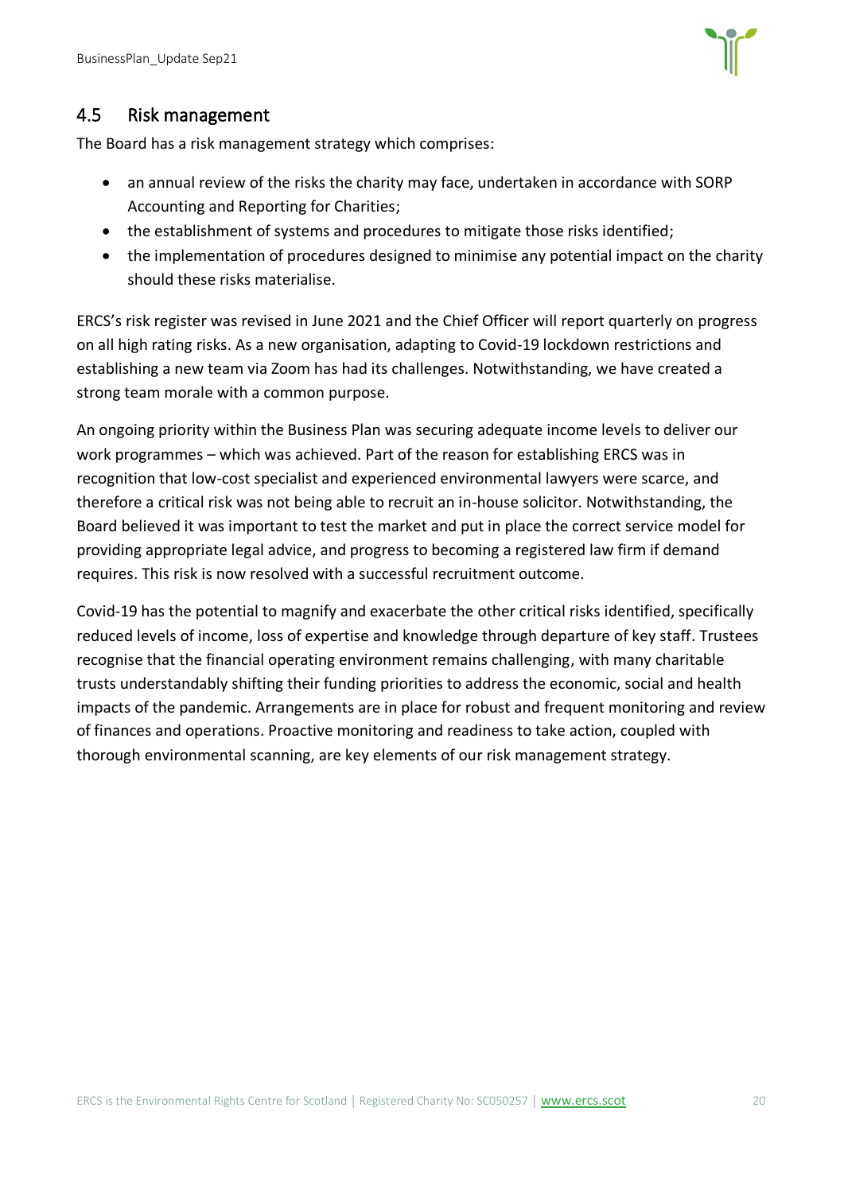## 4.5 Risk management

The Board has a risk management strategy which comprises:

- an annual review of the risks the charity may face, undertaken in accordance with SORP Accounting and Reporting for Charities;
- the establishment of systems and procedures to mitigate those risks identified;
- the implementation of procedures designed to minimise any potential impact on the charity should these risks materialise.

ERCS's risk register was revised in June 2021 and the Chief Officer will report quarterly on progress on all high rating risks. As a new organisation, adapting to Covid-19 lockdown restrictions and establishing a new team via Zoom has had its challenges. Notwithstanding, we have created a strong team morale with a common purpose.

An ongoing priority within the Business Plan was securing adequate income levels to deliver our work programmes – which was achieved. Part of the reason for establishing ERCS was in recognition that low-cost specialist and experienced environmental lawyers were scarce, and therefore a critical risk was not being able to recruit an in-house solicitor. Notwithstanding, the Board believed it was important to test the market and put in place the correct service model for providing appropriate legal advice, and progress to becoming a registered law firm if demand requires. This risk is now resolved with a successful recruitment outcome.

Covid-19 has the potential to magnify and exacerbate the other critical risks identified, specifically reduced levels of income, loss of expertise and knowledge through departure of key staff. Trustees recognise that the financial operating environment remains challenging, with many charitable trusts understandably shifting their funding priorities to address the economic, social and health impacts of the pandemic. Arrangements are in place for robust and frequent monitoring and review of finances and operations. Proactive monitoring and readiness to take action, coupled with thorough environmental scanning, are key elements of our risk management strategy.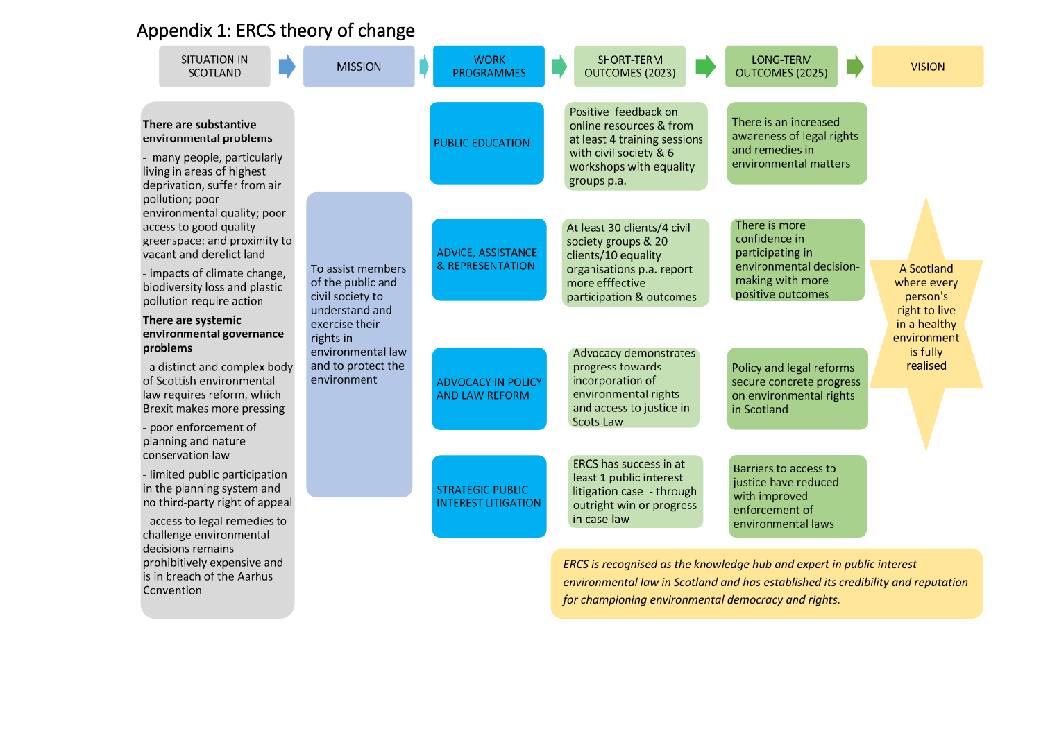# Appendix 1: ERCS theory of change

SITUATION IN SCOTLAND → MISSION → WORK PROGRAMMES → SHORT-TERM OUTCOMES (2023) → LONG-TERM OUTCOMES (2025) → VISION

## Situation in Scotland

**There are substantive environmental problems**

- many people, particularly living in areas of highest deprivation, suffer from air pollution; poor environmental quality; poor access to good quality greenspace; and proximity to vacant and derelict land
- impacts of climate change, biodiversity loss and plastic pollution require action

**There are systemic environmental governance problems**

- a distinct and complex body of Scottish environmental law requires reform, which Brexit makes more pressing
- poor enforcement of planning and nature conservation law
- limited public participation in the planning system and no third-party right of appeal
- access to legal remedies to challenge environmental decisions remains prohibitively expensive and is in breach of the Aarhus Convention

## Mission

To assist members of the public and civil society to understand and exercise their rights in environmental law and to protect the environment

## Work programmes and outcomes

| Work programmes | Short-term outcomes (2023) | Long-term outcomes (2025) |
|---|---|---|
| PUBLIC EDUCATION | Positive feedback on online resources & from at least 4 training sessions with civil society & 6 workshops with equality groups p.a. | There is an increased awareness of legal rights and remedies in environmental matters |
| ADVICE, ASSISTANCE & REPRESENTATION | At least 30 clients/4 civil society groups & 20 clients/10 equality organisations p.a. report more efffective participation & outcomes | There is more confidence in participating in environmental decision-making with more positive outcomes |
| ADVOCACY IN POLICY AND LAW REFORM | Advocacy demonstrates progress towards incorporation of environmental rights and access to justice in Scots Law | Policy and legal reforms secure concrete progress on environmental rights in Scotland |
| STRATEGIC PUBLIC INTEREST LITIGATION | ERCS has success in at least 1 public interest litigation case - through outright win or progress in case-law | Barriers to access to justice have reduced with improved enforcement of environmental laws |

## Vision

A Scotland where every person's right to live in a healthy environment is fully realised

*ERCS is recognised as the knowledge hub and expert in public interest environmental law in Scotland and has established its credibility and reputation for championing environmental democracy and rights.*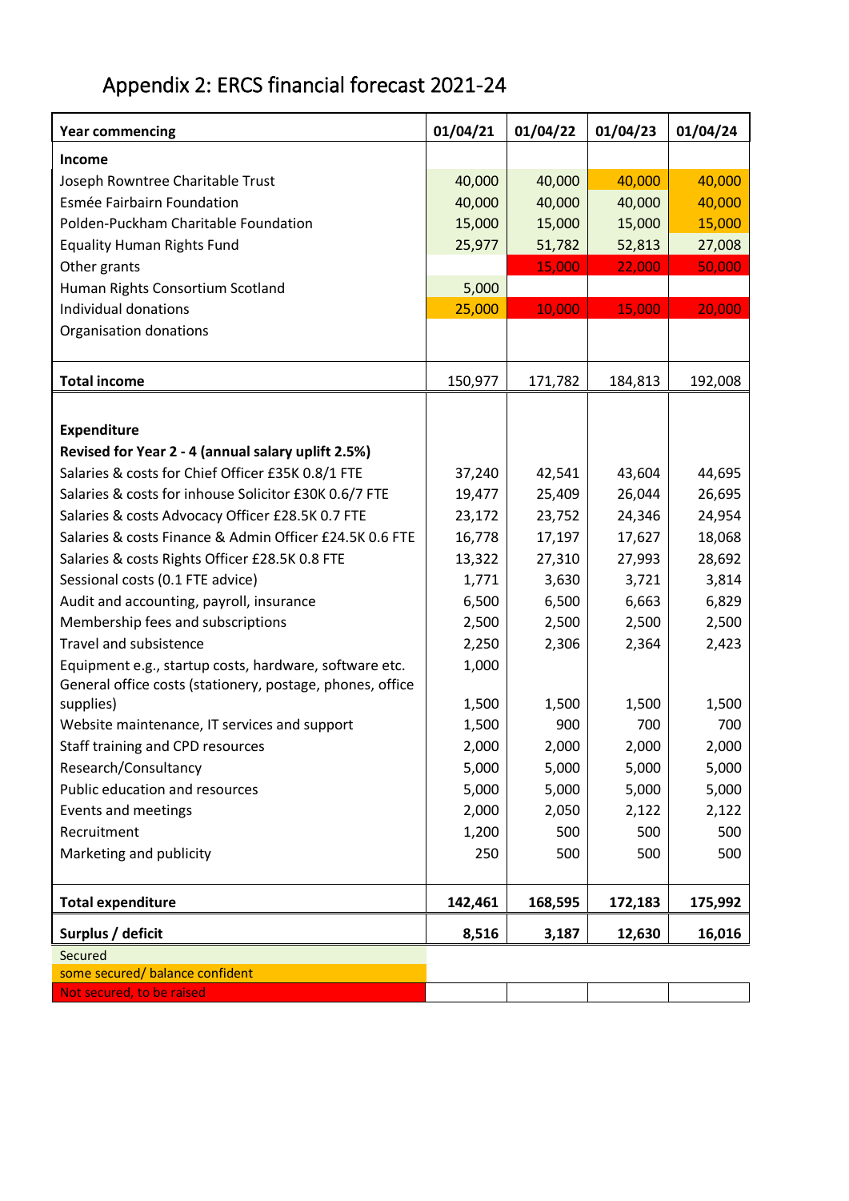# Appendix 2: ERCS financial forecast 2021-24

| Year commencing | 01/04/21 | 01/04/22 | 01/04/23 | 01/04/24 |
|---|---|---|---|---|
| **Income** | | | | |
| Joseph Rowntree Charitable Trust | 40,000 | 40,000 | 40,000 | 40,000 |
| Esmée Fairbairn Foundation | 40,000 | 40,000 | 40,000 | 40,000 |
| Polden-Puckham Charitable Foundation | 15,000 | 15,000 | 15,000 | 15,000 |
| Equality Human Rights Fund | 25,977 | 51,782 | 52,813 | 27,008 |
| Other grants | | 15,000 | 22,000 | 50,000 |
| Human Rights Consortium Scotland | 5,000 | | | |
| Individual donations | 25,000 | 10,000 | 15,000 | 20,000 |
| Organisation donations | | | | |
| **Total income** | 150,977 | 171,782 | 184,813 | 192,008 |
| **Expenditure** | | | | |
| **Revised for Year 2 - 4 (annual salary uplift 2.5%)** | | | | |
| Salaries & costs for Chief Officer £35K 0.8/1 FTE | 37,240 | 42,541 | 43,604 | 44,695 |
| Salaries & costs for inhouse Solicitor £30K 0.6/7 FTE | 19,477 | 25,409 | 26,044 | 26,695 |
| Salaries & costs Advocacy Officer £28.5K 0.7 FTE | 23,172 | 23,752 | 24,346 | 24,954 |
| Salaries & costs Finance & Admin Officer £24.5K 0.6 FTE | 16,778 | 17,197 | 17,627 | 18,068 |
| Salaries & costs Rights Officer £28.5K 0.8 FTE | 13,322 | 27,310 | 27,993 | 28,692 |
| Sessional costs (0.1 FTE advice) | 1,771 | 3,630 | 3,721 | 3,814 |
| Audit and accounting, payroll, insurance | 6,500 | 6,500 | 6,663 | 6,829 |
| Membership fees and subscriptions | 2,500 | 2,500 | 2,500 | 2,500 |
| Travel and subsistence | 2,250 | 2,306 | 2,364 | 2,423 |
| Equipment e.g., startup costs, hardware, software etc. | 1,000 | | | |
| General office costs (stationery, postage, phones, office supplies) | 1,500 | 1,500 | 1,500 | 1,500 |
| Website maintenance, IT services and support | 1,500 | 900 | 700 | 700 |
| Staff training and CPD resources | 2,000 | 2,000 | 2,000 | 2,000 |
| Research/Consultancy | 5,000 | 5,000 | 5,000 | 5,000 |
| Public education and resources | 5,000 | 5,000 | 5,000 | 5,000 |
| Events and meetings | 2,000 | 2,050 | 2,122 | 2,122 |
| Recruitment | 1,200 | 500 | 500 | 500 |
| Marketing and publicity | 250 | 500 | 500 | 500 |
| **Total expenditure** | **142,461** | **168,595** | **172,183** | **175,992** |
| **Surplus / deficit** | **8,516** | **3,187** | **12,630** | **16,016** |

Secured

some secured/ balance confident

Not secured, to be raised